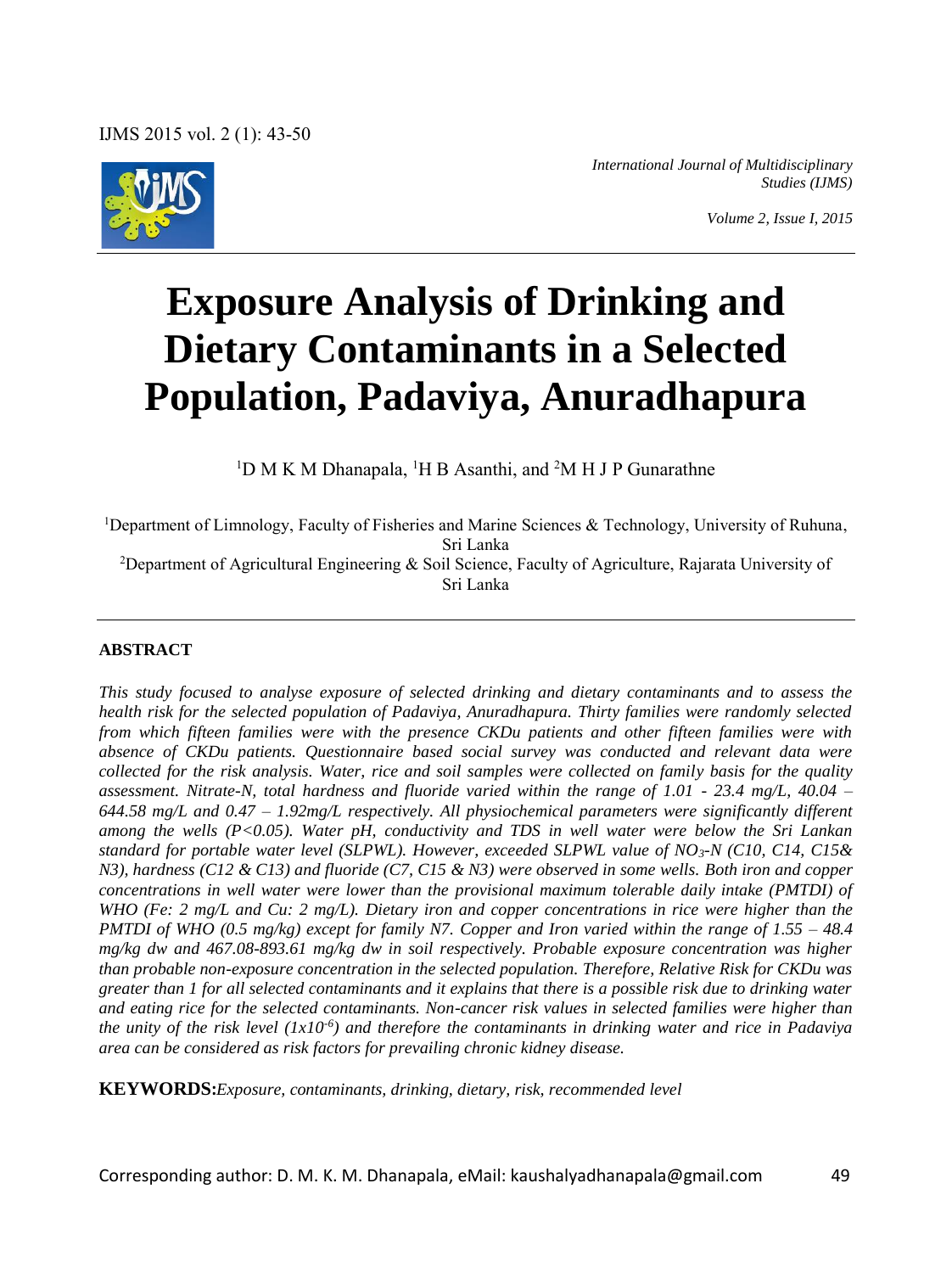# Exposure Analysis of Drinking and Dietary Contaminants in a Selected Population, Padaviya, Anuradhapura

[1]D M K M Dhanapala, [1]H B Asanthi, and [2]M H J P Gunarathne

[1]Department of Limnology, Faculty of Fisheries and Marine Sciences & Technology, University of Ruhuna, Sri Lanka

[2]Department of Agricultural Engineering & Soil Science, Faculty of Agriculture, Rajarata University of Sri Lanka

## ABSTRACT

*This study focused to analyse exposure of selected drinking and dietary contaminants and to assess the health risk for the selected population of Padaviya, Anuradhapura. Thirty families were randomly selected from which fifteen families were with the presence CKDu patients and other fifteen families were with absence of CKDu patients. Questionnaire based social survey was conducted and relevant data were collected for the risk analysis. Water, rice and soil samples were collected on family basis for the quality assessment. Nitrate-N, total hardness and fluoride varied within the range of 1.01 - 23.4 mg/L, 40.04 – 644.58 mg/L and 0.47 – 1.92mg/L respectively. All physiochemical parameters were significantly different among the wells ($P<0.05$). Water pH, conductivity and TDS in well water were below the Sri Lankan standard for portable water level (SLPWL). However, exceeded SLPWL value of $NO_3$-N (C10, C14, C15& N3), hardness (C12 & C13) and fluoride (C7, C15 & N3) were observed in some wells. Both iron and copper concentrations in well water were lower than the provisional maximum tolerable daily intake (PMTDI) of WHO (Fe: 2 mg/L and Cu: 2 mg/L). Dietary iron and copper concentrations in rice were higher than the PMTDI of WHO (0.5 mg/kg) except for family N7. Copper and Iron varied within the range of 1.55 – 48.4 mg/kg dw and 467.08-893.61 mg/kg dw in soil respectively. Probable exposure concentration was higher than probable non-exposure concentration in the selected population. Therefore, Relative Risk for CKDu was greater than 1 for all selected contaminants and it explains that there is a possible risk due to drinking water and eating rice for the selected contaminants. Non-cancer risk values in selected families were higher than the unity of the risk level ($1x10^{-6}$) and therefore the contaminants in drinking water and rice in Padaviya area can be considered as risk factors for prevailing chronic kidney disease.*

**KEYWORDS:** *Exposure, contaminants, drinking, dietary, risk, recommended level*

Corresponding author: D. M. K. M. Dhanapala, eMail: kaushalyadhanapala@gmail.com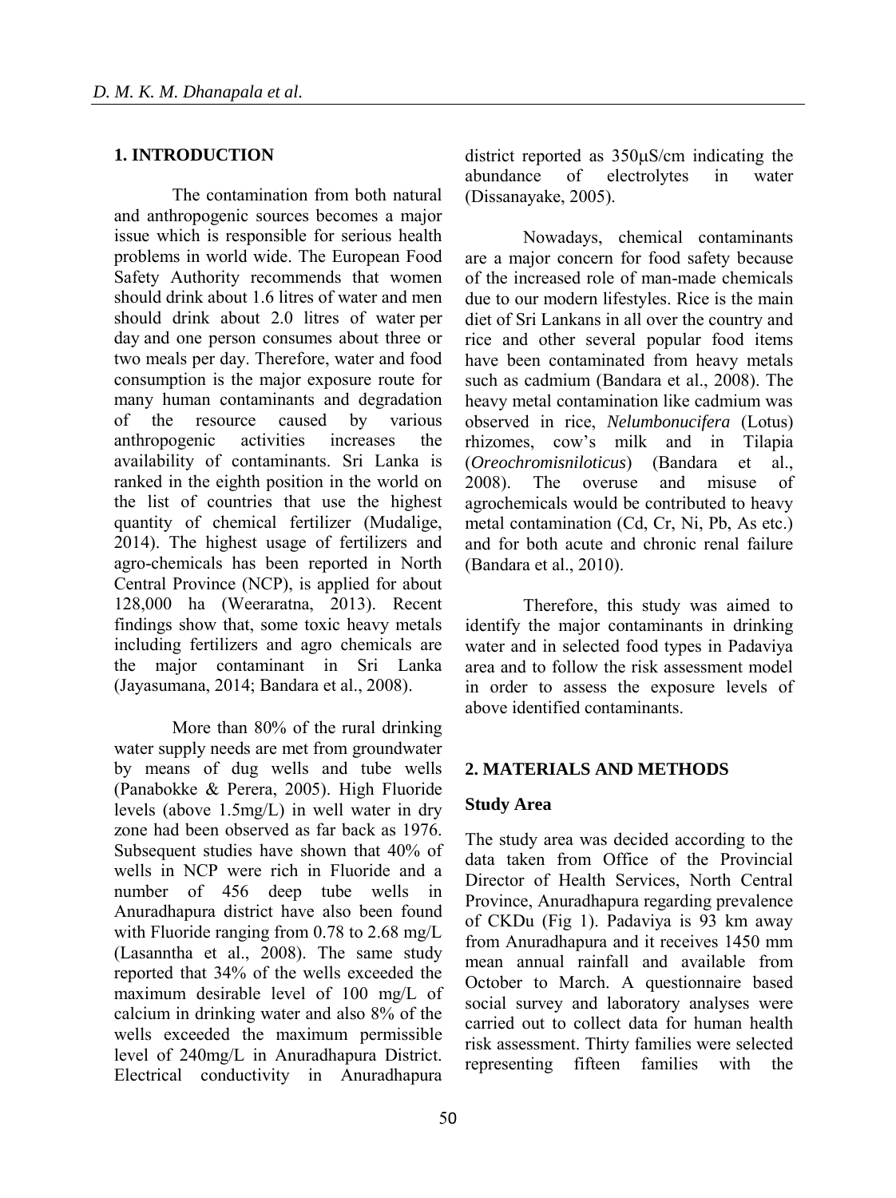## 1. INTRODUCTION

The contamination from both natural and anthropogenic sources becomes a major issue which is responsible for serious health problems in world wide. The European Food Safety Authority recommends that women should drink about 1.6 litres of water and men should drink about 2.0 litres of water per day and one person consumes about three or two meals per day. Therefore, water and food consumption is the major exposure route for many human contaminants and degradation of the resource caused by various anthropogenic activities increases the availability of contaminants. Sri Lanka is ranked in the eighth position in the world on the list of countries that use the highest quantity of chemical fertilizer (Mudalige, 2014). The highest usage of fertilizers and agro-chemicals has been reported in North Central Province (NCP), is applied for about 128,000 ha (Weeraratna, 2013). Recent findings show that, some toxic heavy metals including fertilizers and agro chemicals are the major contaminant in Sri Lanka (Jayasumana, 2014; Bandara et al., 2008).

More than 80% of the rural drinking water supply needs are met from groundwater by means of dug wells and tube wells (Panabokke & Perera, 2005). High Fluoride levels (above 1.5mg/L) in well water in dry zone had been observed as far back as 1976. Subsequent studies have shown that 40% of wells in NCP were rich in Fluoride and a number of 456 deep tube wells in Anuradhapura district have also been found with Fluoride ranging from 0.78 to 2.68 mg/L (Lasanntha et al., 2008). The same study reported that 34% of the wells exceeded the maximum desirable level of 100 mg/L of calcium in drinking water and also 8% of the wells exceeded the maximum permissible level of 240mg/L in Anuradhapura District. Electrical conductivity in Anuradhapura district reported as 350μS/cm indicating the abundance of electrolytes in water (Dissanayake, 2005).

Nowadays, chemical contaminants are a major concern for food safety because of the increased role of man-made chemicals due to our modern lifestyles. Rice is the main diet of Sri Lankans in all over the country and rice and other several popular food items have been contaminated from heavy metals such as cadmium (Bandara et al., 2008). The heavy metal contamination like cadmium was observed in rice, *Nelumbonucifera* (Lotus) rhizomes, cow's milk and in Tilapia (*Oreochromisniloticus*) (Bandara et al., 2008). The overuse and misuse of agrochemicals would be contributed to heavy metal contamination (Cd, Cr, Ni, Pb, As etc.) and for both acute and chronic renal failure (Bandara et al., 2010).

Therefore, this study was aimed to identify the major contaminants in drinking water and in selected food types in Padaviya area and to follow the risk assessment model in order to assess the exposure levels of above identified contaminants.

## 2. MATERIALS AND METHODS

### Study Area

The study area was decided according to the data taken from Office of the Provincial Director of Health Services, North Central Province, Anuradhapura regarding prevalence of CKDu (Fig 1). Padaviya is 93 km away from Anuradhapura and it receives 1450 mm mean annual rainfall and available from October to March. A questionnaire based social survey and laboratory analyses were carried out to collect data for human health risk assessment. Thirty families were selected representing fifteen families with the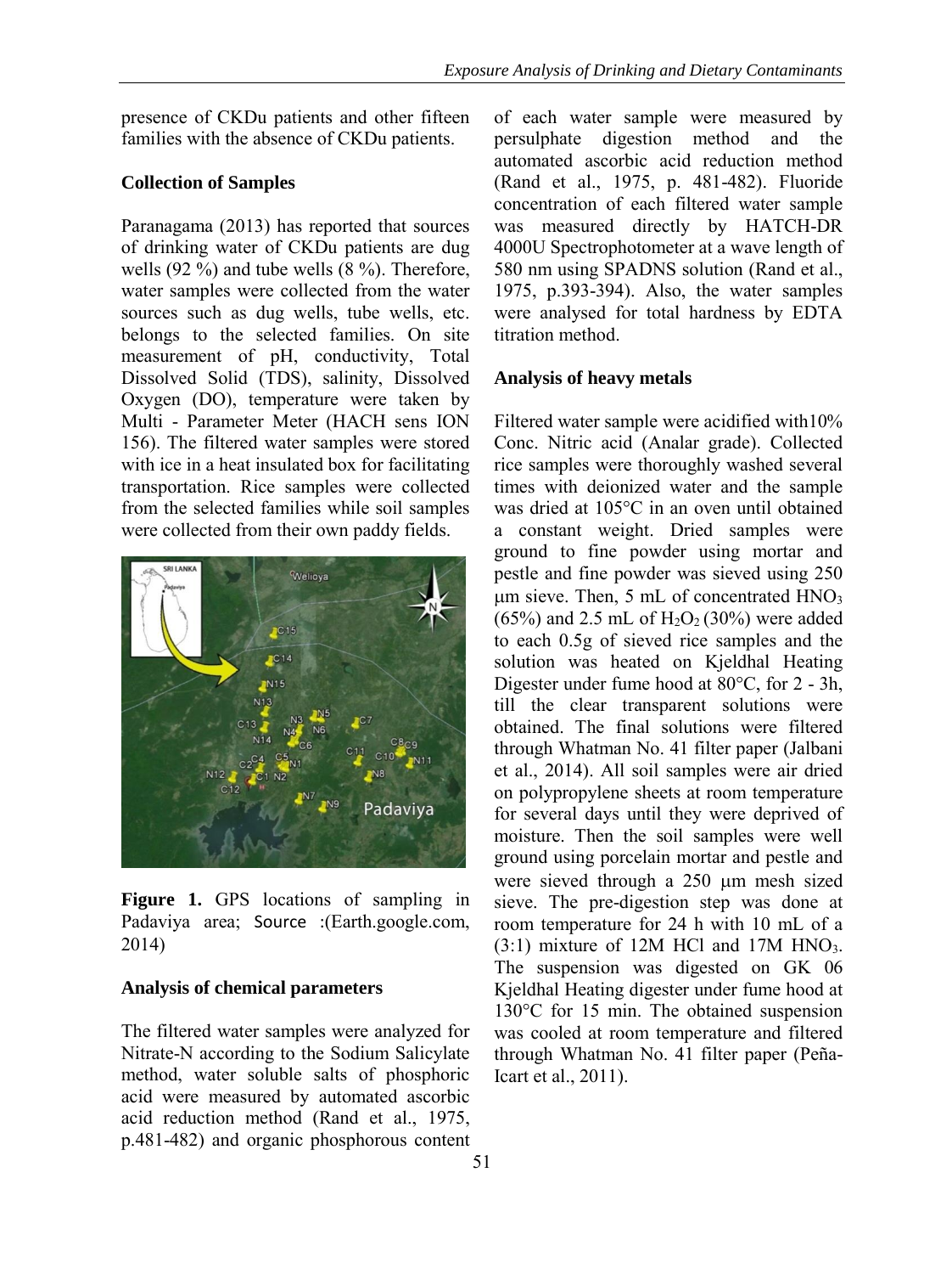presence of CKDu patients and other fifteen families with the absence of CKDu patients.

**Collection of Samples**

Paranagama (2013) has reported that sources of drinking water of CKDu patients are dug wells (92 %) and tube wells (8 %). Therefore, water samples were collected from the water sources such as dug wells, tube wells, etc. belongs to the selected families. On site measurement of pH, conductivity, Total Dissolved Solid (TDS), salinity, Dissolved Oxygen (DO), temperature were taken by Multi - Parameter Meter (HACH sens ION 156). The filtered water samples were stored with ice in a heat insulated box for facilitating transportation. Rice samples were collected from the selected families while soil samples were collected from their own paddy fields.

**Figure 1.** GPS locations of sampling in Padaviya area; Source :(Earth.google.com, 2014)

**Analysis of chemical parameters**

The filtered water samples were analyzed for Nitrate-N according to the Sodium Salicylate method, water soluble salts of phosphoric acid were measured by automated ascorbic acid reduction method (Rand et al., 1975, p.481-482) and organic phosphorous content of each water sample were measured by persulphate digestion method and the automated ascorbic acid reduction method (Rand et al., 1975, p. 481-482). Fluoride concentration of each filtered water sample was measured directly by HATCH-DR 4000U Spectrophotometer at a wave length of 580 nm using SPADNS solution (Rand et al., 1975, p.393-394). Also, the water samples were analysed for total hardness by EDTA titration method.

**Analysis of heavy metals**

Filtered water sample were acidified with10% Conc. Nitric acid (Analar grade). Collected rice samples were thoroughly washed several times with deionized water and the sample was dried at 105°C in an oven until obtained a constant weight. Dried samples were ground to fine powder using mortar and pestle and fine powder was sieved using 250 μm sieve. Then, 5 mL of concentrated $HNO_3$ (65%) and 2.5 mL of $H_2O_2$ (30%) were added to each 0.5g of sieved rice samples and the solution was heated on Kjeldhal Heating Digester under fume hood at 80°C, for 2 - 3h, till the clear transparent solutions were obtained. The final solutions were filtered through Whatman No. 41 filter paper (Jalbani et al., 2014). All soil samples were air dried on polypropylene sheets at room temperature for several days until they were deprived of moisture. Then the soil samples were well ground using porcelain mortar and pestle and were sieved through a 250 μm mesh sized sieve. The pre-digestion step was done at room temperature for 24 h with 10 mL of a (3:1) mixture of 12M HCl and 17M $HNO_3$. The suspension was digested on GK 06 Kjeldhal Heating digester under fume hood at 130°C for 15 min. The obtained suspension was cooled at room temperature and filtered through Whatman No. 41 filter paper (Peña-Icart et al., 2011).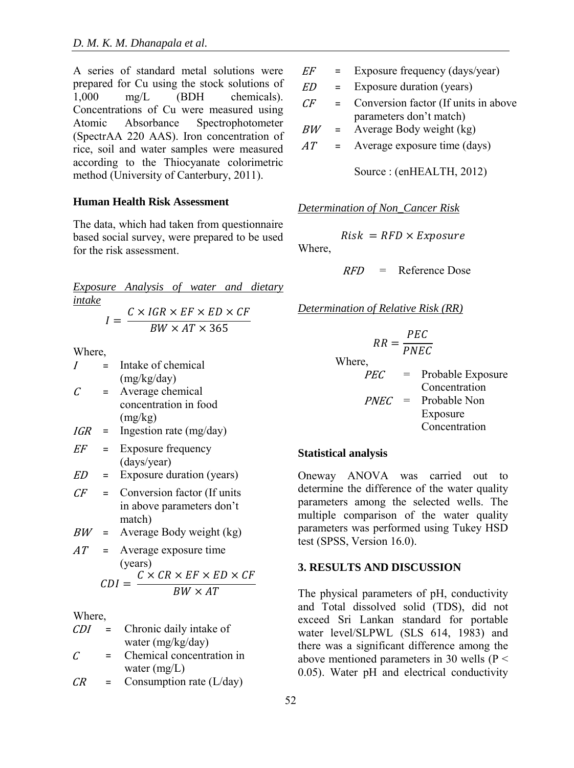A series of standard metal solutions were prepared for Cu using the stock solutions of 1,000 mg/L (BDH chemicals). Concentrations of Cu were measured using Atomic Absorbance Spectrophotometer (SpectrAA 220 AAS). Iron concentration of rice, soil and water samples were measured according to the Thiocyanate colorimetric method (University of Canterbury, 2011).

**Human Health Risk Assessment**

The data, which had taken from questionnaire based social survey, were prepared to be used for the risk assessment.

*Exposure Analysis of water and dietary intake*

$$I = \frac{C \times IGR \times EF \times ED \times CF}{BW \times AT \times 365}$$

Where,

| | | |
|---|---|---|
| $I$ | = | Intake of chemical (mg/kg/day) |
| $C$ | = | Average chemical concentration in food (mg/kg) |
| $IGR$ | = | Ingestion rate (mg/day) |
| $EF$ | = | Exposure frequency (days/year) |
| $ED$ | = | Exposure duration (years) |
| $CF$ | = | Conversion factor (If units in above parameters don't match) |
| $BW$ | = | Average Body weight (kg) |
| $AT$ | = | Average exposure time (years) |

$$CDI = \frac{C \times CR \times EF \times ED \times CF}{BW \times AT}$$

Where,

| | | |
|---|---|---|
| $CDI$ | = | Chronic daily intake of water (mg/kg/day) |
| $C$ | = | Chemical concentration in water (mg/L) |
| $CR$ | = | Consumption rate (L/day) |
| $EF$ | = | Exposure frequency (days/year) |
| $ED$ | = | Exposure duration (years) |
| $CF$ | = | Conversion factor (If units in above parameters don't match) |
| $BW$ | = | Average Body weight (kg) |
| $AT$ | = | Average exposure time (days) |

Source : (enHEALTH, 2012)

*Determination of Non_Cancer Risk*

$$Risk = RFD \times Exposure$$

Where,

$RFD$ = Reference Dose

*Determination of Relative Risk (RR)*

$$RR = \frac{PEC}{PNEC}$$

Where,

| | | |
|---|---|---|
| $PEC$ | = | Probable Exposure Concentration |
| $PNEC$ | = | Probable Non Exposure Concentration |

**Statistical analysis**

Oneway ANOVA was carried out to determine the difference of the water quality parameters among the selected wells. The multiple comparison of the water quality parameters was performed using Tukey HSD test (SPSS, Version 16.0).

## 3. RESULTS AND DISCUSSION

The physical parameters of pH, conductivity and Total dissolved solid (TDS), did not exceed Sri Lankan standard for portable water level/SLPWL (SLS 614, 1983) and there was a significant difference among the above mentioned parameters in 30 wells ($P < 0.05$). Water pH and electrical conductivity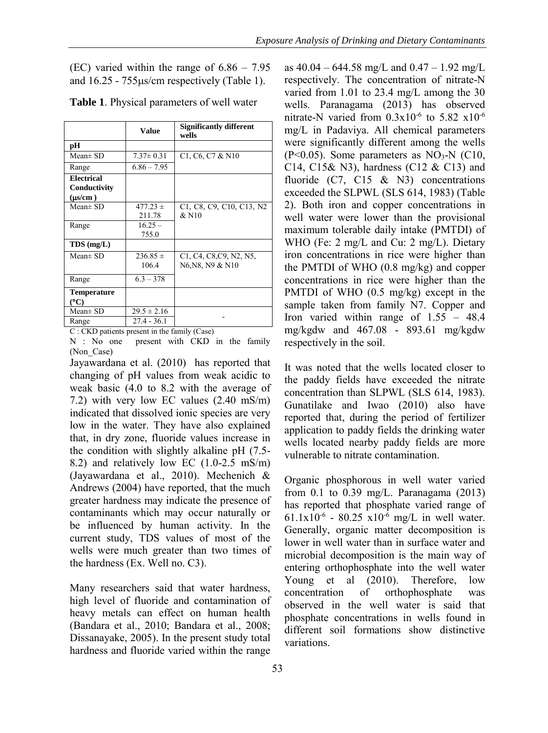(EC) varied within the range of 6.86 – 7.95 and 16.25 - 755μs/cm respectively (Table 1).

**Table 1**. Physical parameters of well water

| | Value | Significantly different wells |
|---|---|---|
| **pH** | | |
| Mean± SD | 7.37± 0.31 | C1, C6, C7 & N10 |
| Range | 6.86 – 7.95 | |
| **Electrical Conductivity (μs/cm )** | | |
| Mean± SD | 477.23 ± 211.78 | C1, C8, C9, C10, C13, N2 & N10 |
| Range | 16.25 – 755.0 | |
| **TDS (mg/L)** | | |
| Mean± SD | 236.85 ± 106.4 | C1, C4, C8,C9, N2, N5, N6,N8, N9 & N10 |
| Range | 6.3 – 378 | |
| **Temperature (°C)** | | |
| Mean± SD | 29.5 ± 2.16 | - |
| Range | 27.4 - 36.1 | |

C : CKD patients present in the family (Case)

N : No one present with CKD in the family (Non_Case)

Jayawardana et al. (2010) has reported that changing of pH values from weak acidic to weak basic (4.0 to 8.2 with the average of 7.2) with very low EC values (2.40 mS/m) indicated that dissolved ionic species are very low in the water. They have also explained that, in dry zone, fluoride values increase in the condition with slightly alkaline pH (7.5-8.2) and relatively low EC (1.0-2.5 mS/m) (Jayawardana et al., 2010). Mechenich & Andrews (2004) have reported, that the much greater hardness may indicate the presence of contaminants which may occur naturally or be influenced by human activity. In the current study, TDS values of most of the wells were much greater than two times of the hardness (Ex. Well no. C3).

Many researchers said that water hardness, high level of fluoride and contamination of heavy metals can effect on human health (Bandara et al., 2010; Bandara et al., 2008; Dissanayake, 2005). In the present study total hardness and fluoride varied within the range as 40.04 – 644.58 mg/L and 0.47 – 1.92 mg/L respectively. The concentration of nitrate-N varied from 1.01 to 23.4 mg/L among the 30 wells. Paranagama (2013) has observed nitrate-N varied from $0.3x10^{-6}$ to $5.82 x10^{-6}$ mg/L in Padaviya. All chemical parameters were significantly different among the wells ($P<0.05$). Some parameters as $NO_3$-N (C10, C14, C15& N3), hardness (C12 & C13) and fluoride (C7, C15 & N3) concentrations exceeded the SLPWL (SLS 614, 1983) (Table 2). Both iron and copper concentrations in well water were lower than the provisional maximum tolerable daily intake (PMTDI) of WHO (Fe: 2 mg/L and Cu: 2 mg/L). Dietary iron concentrations in rice were higher than the PMTDI of WHO (0.8 mg/kg) and copper concentrations in rice were higher than the PMTDI of WHO (0.5 mg/kg) except in the sample taken from family N7. Copper and Iron varied within range of 1.55 – 48.4 mg/kgdw and 467.08 - 893.61 mg/kgdw respectively in the soil.

It was noted that the wells located closer to the paddy fields have exceeded the nitrate concentration than SLPWL (SLS 614, 1983). Gunatilake and Iwao (2010) also have reported that, during the period of fertilizer application to paddy fields the drinking water wells located nearby paddy fields are more vulnerable to nitrate contamination.

Organic phosphorous in well water varied from 0.1 to 0.39 mg/L. Paranagama (2013) has reported that phosphate varied range of $61.1x10^{-6}$ - $80.25 x10^{-6}$ mg/L in well water. Generally, organic matter decomposition is lower in well water than in surface water and microbial decomposition is the main way of entering orthophosphate into the well water Young et al (2010). Therefore, low concentration of orthophosphate was observed in the well water is said that phosphate concentrations in wells found in different soil formations show distinctive variations.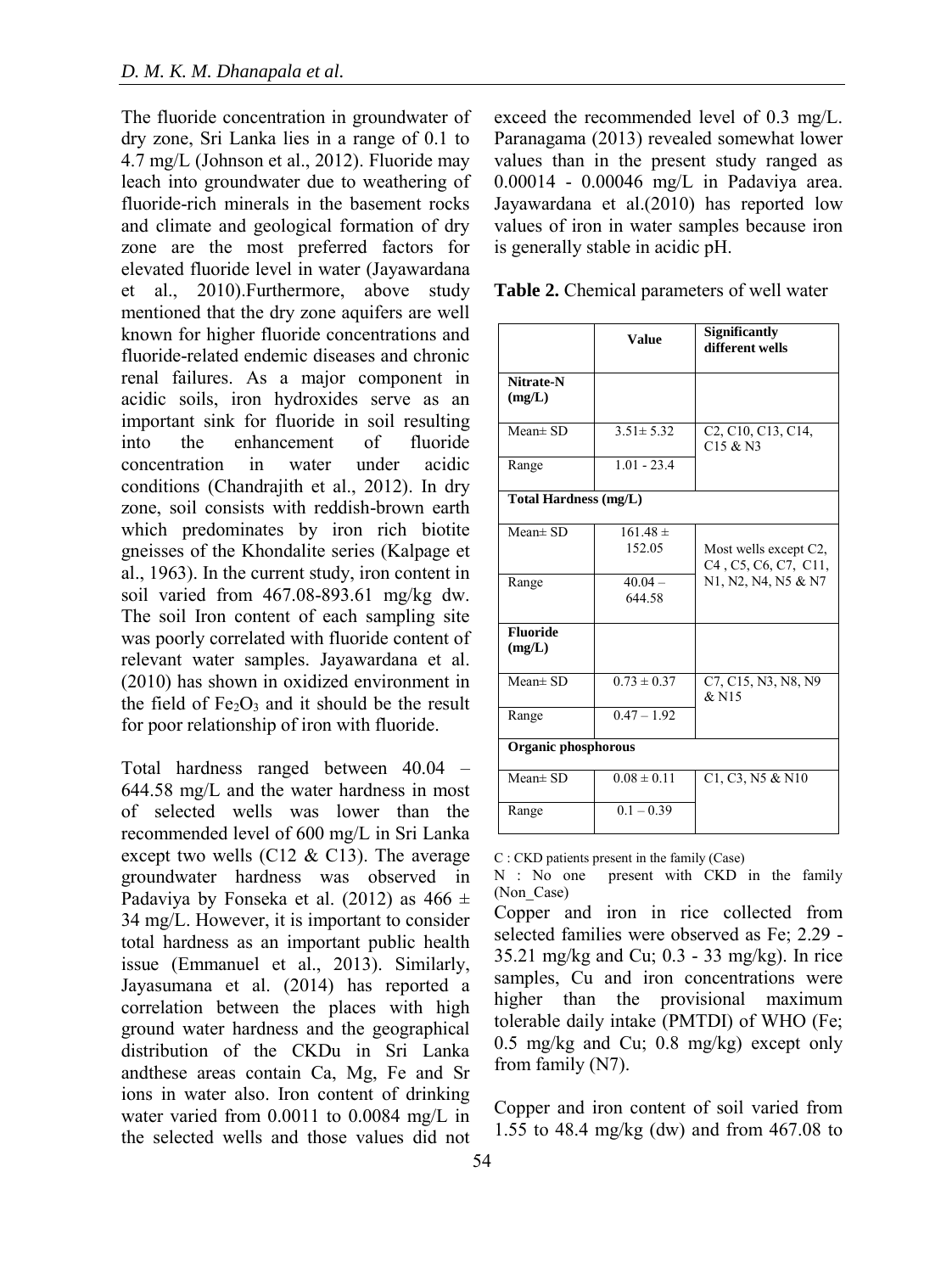The fluoride concentration in groundwater of dry zone, Sri Lanka lies in a range of 0.1 to 4.7 mg/L (Johnson et al., 2012). Fluoride may leach into groundwater due to weathering of fluoride-rich minerals in the basement rocks and climate and geological formation of dry zone are the most preferred factors for elevated fluoride level in water (Jayawardana et al., 2010).Furthermore, above study mentioned that the dry zone aquifers are well known for higher fluoride concentrations and fluoride-related endemic diseases and chronic renal failures. As a major component in acidic soils, iron hydroxides serve as an important sink for fluoride in soil resulting into the enhancement of fluoride concentration in water under acidic conditions (Chandrajith et al., 2012). In dry zone, soil consists with reddish-brown earth which predominates by iron rich biotite gneisses of the Khondalite series (Kalpage et al., 1963). In the current study, iron content in soil varied from 467.08-893.61 mg/kg dw. The soil Iron content of each sampling site was poorly correlated with fluoride content of relevant water samples. Jayawardana et al. (2010) has shown in oxidized environment in the field of $Fe_2O_3$ and it should be the result for poor relationship of iron with fluoride.

Total hardness ranged between 40.04 – 644.58 mg/L and the water hardness in most of selected wells was lower than the recommended level of 600 mg/L in Sri Lanka except two wells (C12 & C13). The average groundwater hardness was observed in Padaviya by Fonseka et al. (2012) as 466 ± 34 mg/L. However, it is important to consider total hardness as an important public health issue (Emmanuel et al., 2013). Similarly, Jayasumana et al. (2014) has reported a correlation between the places with high ground water hardness and the geographical distribution of the CKDu in Sri Lanka andthese areas contain Ca, Mg, Fe and Sr ions in water also. Iron content of drinking water varied from 0.0011 to 0.0084 mg/L in the selected wells and those values did not exceed the recommended level of 0.3 mg/L. Paranagama (2013) revealed somewhat lower values than in the present study ranged as 0.00014 - 0.00046 mg/L in Padaviya area. Jayawardana et al.(2010) has reported low values of iron in water samples because iron is generally stable in acidic pH.

**Table 2.** Chemical parameters of well water

| | Value | Significantly different wells |
|---|---|---|
| **Nitrate-N (mg/L)** | | |
| Mean± SD | 3.51± 5.32 | C2, C10, C13, C14, C15 & N3 |
| Range | 1.01 - 23.4 | |
| **Total Hardness (mg/L)** | | |
| Mean± SD | 161.48 ± 152.05 | Most wells except C2, C4 , C5, C6, C7, C11, N1, N2, N4, N5 & N7 |
| Range | 40.04 – 644.58 | |
| **Fluoride (mg/L)** | | |
| Mean± SD | 0.73 ± 0.37 | C7, C15, N3, N8, N9 & N15 |
| Range | 0.47 – 1.92 | |
| **Organic phosphorous** | | |
| Mean± SD | 0.08 ± 0.11 | C1, C3, N5 & N10 |
| Range | 0.1 – 0.39 | |

C : CKD patients present in the family (Case)
N : No one present with CKD in the family (Non_Case)

Copper and iron in rice collected from selected families were observed as Fe; 2.29 - 35.21 mg/kg and Cu; 0.3 - 33 mg/kg). In rice samples, Cu and iron concentrations were higher than the provisional maximum tolerable daily intake (PMTDI) of WHO (Fe; 0.5 mg/kg and Cu; 0.8 mg/kg) except only from family (N7).

Copper and iron content of soil varied from 1.55 to 48.4 mg/kg (dw) and from 467.08 to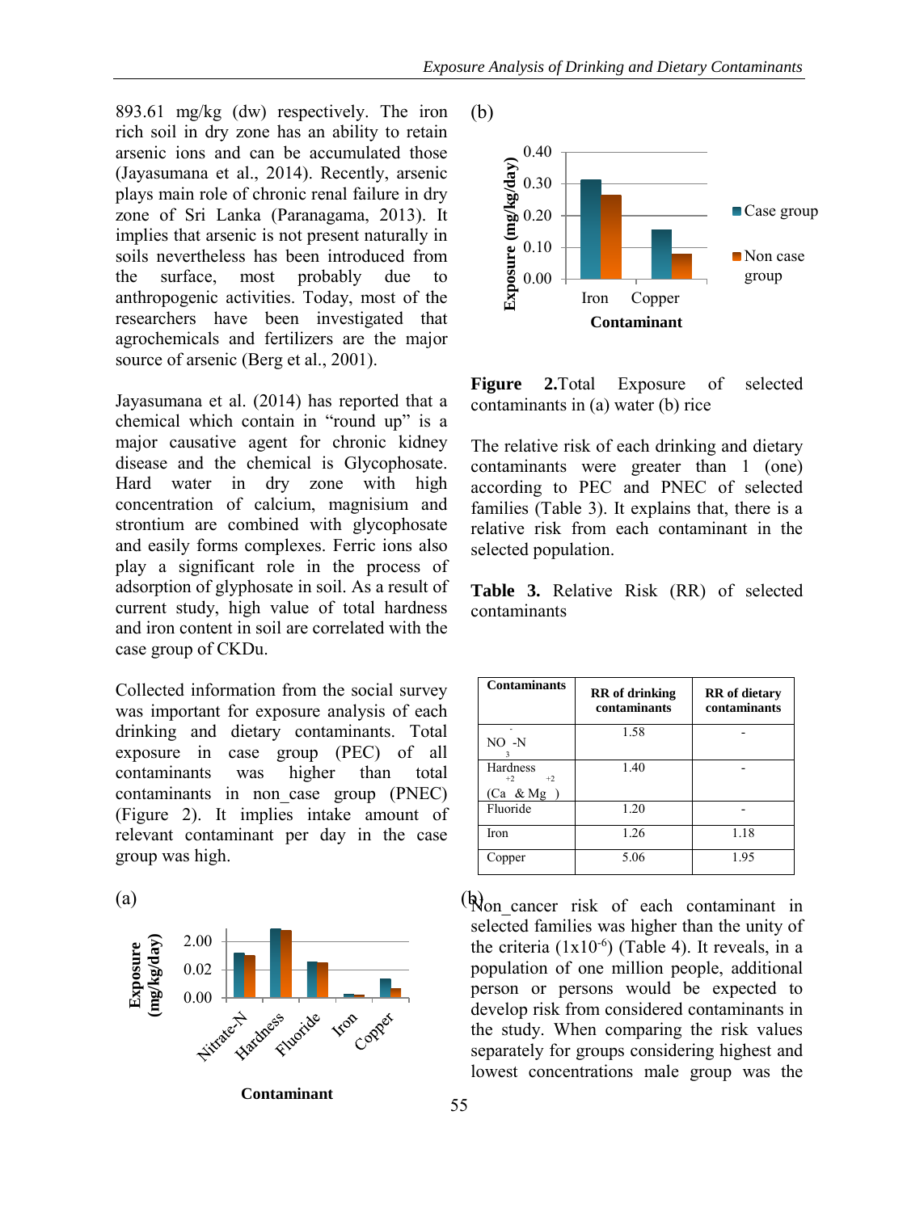893.61 mg/kg (dw) respectively. The iron rich soil in dry zone has an ability to retain arsenic ions and can be accumulated those (Jayasumana et al., 2014). Recently, arsenic plays main role of chronic renal failure in dry zone of Sri Lanka (Paranagama, 2013). It implies that arsenic is not present naturally in soils nevertheless has been introduced from the surface, most probably due to anthropogenic activities. Today, most of the researchers have been investigated that agrochemicals and fertilizers are the major source of arsenic (Berg et al., 2001).

Jayasumana et al. (2014) has reported that a chemical which contain in "round up" is a major causative agent for chronic kidney disease and the chemical is Glycophosate. Hard water in dry zone with high concentration of calcium, magnesium and strontium are combined with glycophosate and easily forms complexes. Ferric ions also play a significant role in the process of adsorption of glyphosate in soil. As a result of current study, high value of total hardness and iron content in soil are correlated with the case group of CKDu.

Collected information from the social survey was important for exposure analysis of each drinking and dietary contaminants. Total exposure in case group (PEC) of all contaminants was higher than total contaminants in non_case group (PNEC) (Figure 2). It implies intake amount of relevant contaminant per day in the case group was high.

**Figure 2.** Total Exposure of selected contaminants in (a) water (b) rice

The relative risk of each drinking and dietary contaminants were greater than 1 (one) according to PEC and PNEC of selected families (Table 3). It explains that, there is a relative risk from each contaminant in the selected population.

**Table 3.** Relative Risk (RR) of selected contaminants

| Contaminants | RR of drinking contaminants | RR of dietary contaminants |
|---|---|---|
| $NO_3^-$-N | 1.58 | - |
| Hardness ($Ca^{+2}$ & $Mg^{+2}$) | 1.40 | - |
| Fluoride | 1.20 | - |
| Iron | 1.26 | 1.18 |
| Copper | 5.06 | 1.95 |

Non_cancer risk of each contaminant in selected families was higher than the unity of the criteria ($1 \times 10^{-6}$) (Table 4). It reveals, in a population of one million people, additional person or persons would be expected to develop risk from considered contaminants in the study. When comparing the risk values separately for groups considering highest and lowest concentrations male group was the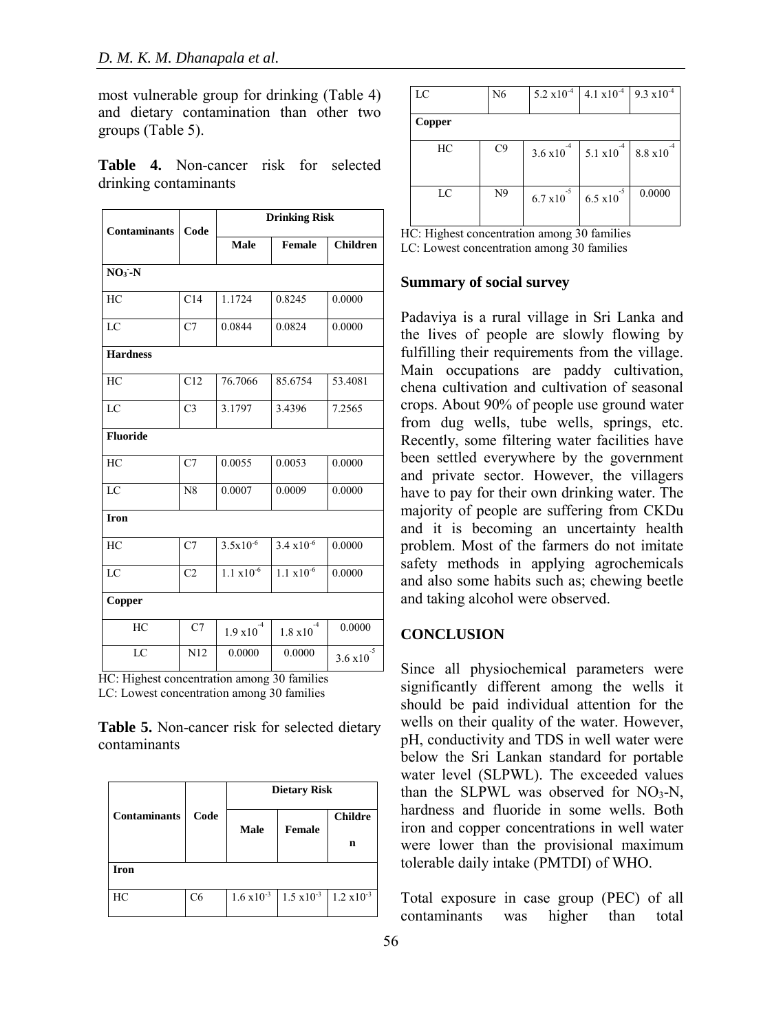most vulnerable group for drinking (Table 4) and dietary contamination than other two groups (Table 5).

**Table 4.** Non-cancer risk for selected drinking contaminants

| Contaminants | Code | Drinking Risk | | |
|---|---|---|---|---|
| | | Male | Female | Children |
| **$NO_3^-$-N** | | | | |
| HC | C14 | 1.1724 | 0.8245 | 0.0000 |
| LC | C7 | 0.0844 | 0.0824 | 0.0000 |
| **Hardness** | | | | |
| HC | C12 | 76.7066 | 85.6754 | 53.4081 |
| LC | C3 | 3.1797 | 3.4396 | 7.2565 |
| **Fluoride** | | | | |
| HC | C7 | 0.0055 | 0.0053 | 0.0000 |
| LC | N8 | 0.0007 | 0.0009 | 0.0000 |
| **Iron** | | | | |
| HC | C7 | $3.5 \times 10^{-6}$ | $3.4 \times 10^{-6}$ | 0.0000 |
| LC | C2 | $1.1 \times 10^{-6}$ | $1.1 \times 10^{-6}$ | 0.0000 |
| **Copper** | | | | |
| HC | C7 | $1.9 \times 10^{-4}$ | $1.8 \times 10^{-4}$ | 0.0000 |
| LC | N12 | 0.0000 | 0.0000 | $3.6 \times 10^{-5}$ |

HC: Highest concentration among 30 families
LC: Lowest concentration among 30 families

**Table 5.** Non-cancer risk for selected dietary contaminants

| Contaminants | Code | Dietary Risk | | |
|---|---|---|---|---|
| | | Male | Female | Children |
| **Iron** | | | | |
| HC | C6 | $1.6 \times 10^{-3}$ | $1.5 \times 10^{-3}$ | $1.2 \times 10^{-3}$ |
| LC | N6 | $5.2 \times 10^{-4}$ | $4.1 \times 10^{-4}$ | $9.3 \times 10^{-4}$ |
| **Copper** | | | | |
| HC | C9 | $3.6 \times 10^{-4}$ | $5.1 \times 10^{-4}$ | $8.8 \times 10^{-4}$ |
| LC | N9 | $6.7 \times 10^{-5}$ | $6.5 \times 10^{-5}$ | 0.0000 |

HC: Highest concentration among 30 families
LC: Lowest concentration among 30 families

### Summary of social survey

Padaviya is a rural village in Sri Lanka and the lives of people are slowly flowing by fulfilling their requirements from the village. Main occupations are paddy cultivation, chena cultivation and cultivation of seasonal crops. About 90% of people use ground water from dug wells, tube wells, springs, etc. Recently, some filtering water facilities have been settled everywhere by the government and private sector. However, the villagers have to pay for their own drinking water. The majority of people are suffering from CKDu and it is becoming an uncertainty health problem. Most of the farmers do not imitate safety methods in applying agrochemicals and also some habits such as; chewing beetle and taking alcohol were observed.

## CONCLUSION

Since all physiochemical parameters were significantly different among the wells it should be paid individual attention for the wells on their quality of the water. However, pH, conductivity and TDS in well water were below the Sri Lankan standard for portable water level (SLPWL). The exceeded values than the SLPWL was observed for $NO_3$-N, hardness and fluoride in some wells. Both iron and copper concentrations in well water were lower than the provisional maximum tolerable daily intake (PMTDI) of WHO.

Total exposure in case group (PEC) of all contaminants was higher than total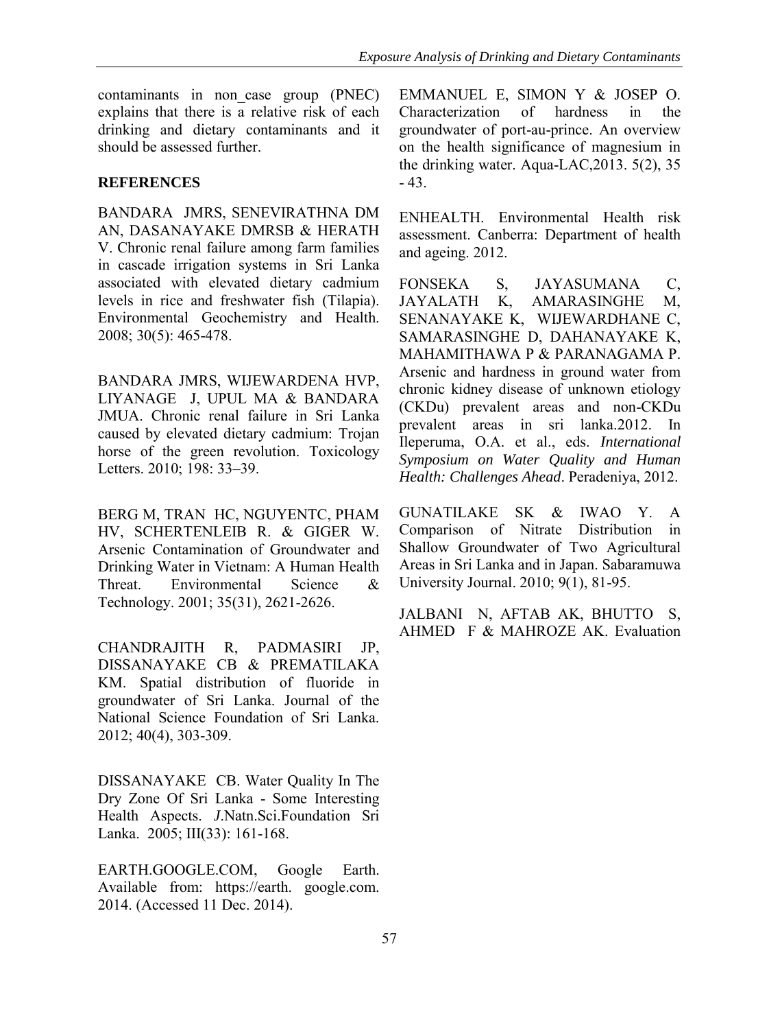contaminants in non_case group (PNEC) explains that there is a relative risk of each drinking and dietary contaminants and it should be assessed further.

## REFERENCES

BANDARA JMRS, SENEVIRATHNA DM AN, DASANAYAKE DMRSB & HERATH V. Chronic renal failure among farm families in cascade irrigation systems in Sri Lanka associated with elevated dietary cadmium levels in rice and freshwater fish (Tilapia). Environmental Geochemistry and Health. 2008; 30(5): 465-478.

BANDARA JMRS, WIJEWARDENA HVP, LIYANAGE J, UPUL MA & BANDARA JMUA. Chronic renal failure in Sri Lanka caused by elevated dietary cadmium: Trojan horse of the green revolution. Toxicology Letters. 2010; 198: 33–39.

BERG M, TRAN HC, NGUYENTC, PHAM HV, SCHERTENLEIB R. & GIGER W. Arsenic Contamination of Groundwater and Drinking Water in Vietnam: A Human Health Threat. Environmental Science & Technology. 2001; 35(31), 2621-2626.

CHANDRAJITH R, PADMASIRI JP, DISSANAYAKE CB & PREMATILAKA KM. Spatial distribution of fluoride in groundwater of Sri Lanka. Journal of the National Science Foundation of Sri Lanka. 2012; 40(4), 303-309.

DISSANAYAKE CB. Water Quality In The Dry Zone Of Sri Lanka - Some Interesting Health Aspects. *J*.Natn.Sci.Foundation Sri Lanka. 2005; III(33): 161-168.

EARTH.GOOGLE.COM, Google Earth. Available from: https://earth. google.com. 2014. (Accessed 11 Dec. 2014).

EMMANUEL E, SIMON Y & JOSEP O. Characterization of hardness in the groundwater of port-au-prince. An overview on the health significance of magnesium in the drinking water. Aqua-LAC,2013. 5(2), 35 - 43.

ENHEALTH. Environmental Health risk assessment. Canberra: Department of health and ageing. 2012.

FONSEKA S, JAYASUMANA C, JAYALATH K, AMARASINGHE M, SENANAYAKE K, WIJEWARDHANE C, SAMARASINGHE D, DAHANAYAKE K, MAHAMITHAWA P & PARANAGAMA P. Arsenic and hardness in ground water from chronic kidney disease of unknown etiology (CKDu) prevalent areas and non-CKDu prevalent areas in sri lanka.2012. In Ileperuma, O.A. et al., eds. *International Symposium on Water Quality and Human Health: Challenges Ahead*. Peradeniya, 2012.

GUNATILAKE SK & IWAO Y. A Comparison of Nitrate Distribution in Shallow Groundwater of Two Agricultural Areas in Sri Lanka and in Japan. Sabaramuwa University Journal. 2010; 9(1), 81-95.

JALBANI N, AFTAB AK, BHUTTO S, AHMED F & MAHROZE AK. Evaluation